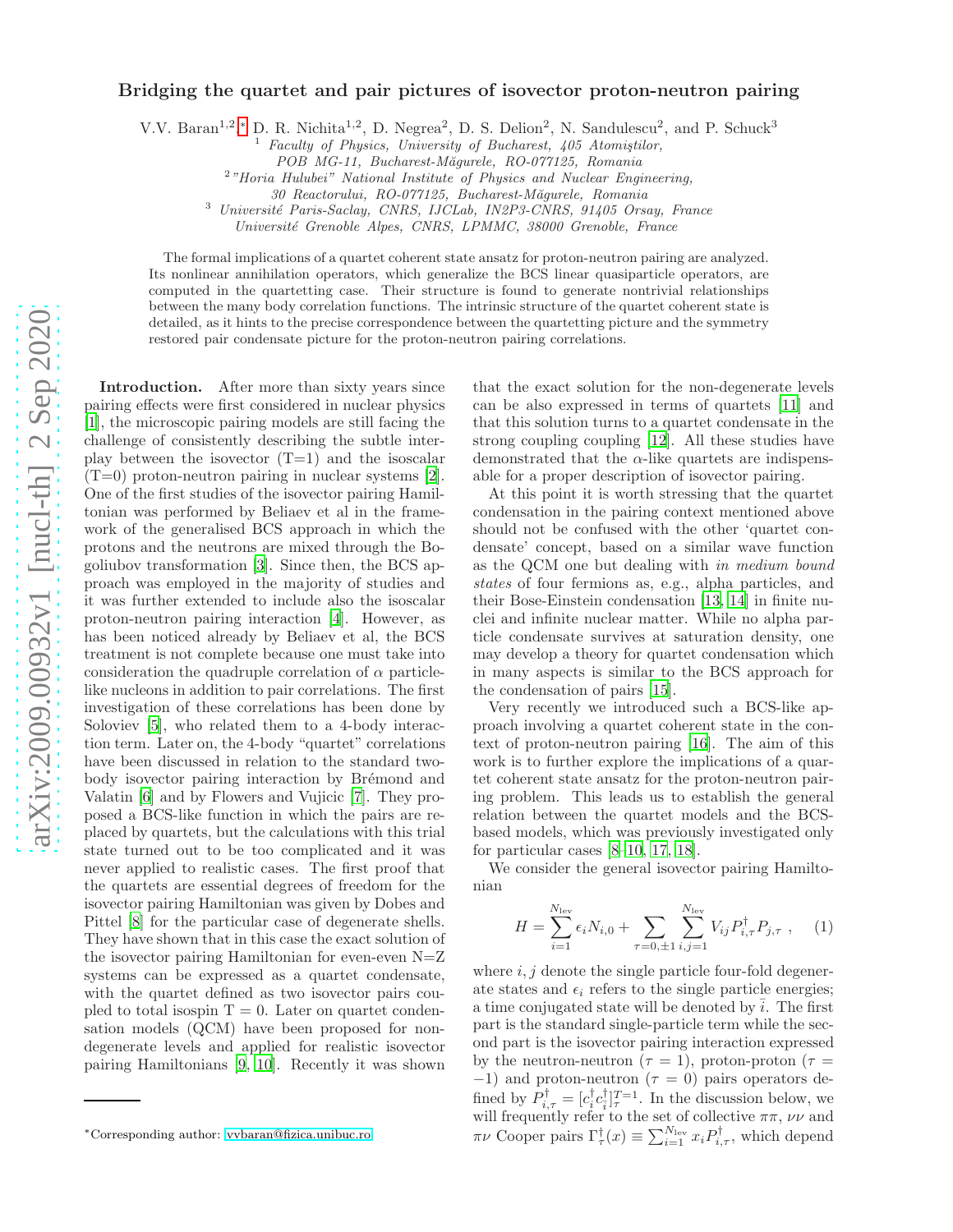# Bridging the quartet and pair pictures of isovector proton-neutron pairing

V.V. Baran[1,2,*], D. R. Nichita[1,2], D. Negrea[2], D. S. Delion[2], N. Sandulescu[2], and P. Schuck[3]

[1] Faculty of Physics, University of Bucharest, 405 Atomiştilor, POB MG-11, Bucharest-Măgurele, RO-077125, Romania

[2] "Horia Hulubei" National Institute of Physics and Nuclear Engineering, 30 Reactorului, RO-077125, Bucharest-Măgurele, Romania

[3] Université Paris-Saclay, CNRS, IJCLab, IN2P3-CNRS, 91405 Orsay, France
Université Grenoble Alpes, CNRS, LPMMC, 38000 Grenoble, France

The formal implications of a quartet coherent state ansatz for proton-neutron pairing are analyzed. Its nonlinear annihilation operators, which generalize the BCS linear quasiparticle operators, are computed in the quartetting case. Their structure is found to generate nontrivial relationships between the many body correlation functions. The intrinsic structure of the quartet coherent state is detailed, as it hints to the precise correspondence between the quartetting picture and the symmetry restored pair condensate picture for the proton-neutron pairing correlations.

**Introduction.** After more than sixty years since pairing effects were first considered in nuclear physics [1], the microscopic pairing models are still facing the challenge of consistently describing the subtle interplay between the isovector (T=1) and the isoscalar (T=0) proton-neutron pairing in nuclear systems [2]. One of the first studies of the isovector pairing Hamiltonian was performed by Beliaev et al in the framework of the generalised BCS approach in which the protons and the neutrons are mixed through the Bogoliubov transformation [3]. Since then, the BCS approach was employed in the majority of studies and it was further extended to include also the isoscalar proton-neutron pairing interaction [4]. However, as has been noticed already by Beliaev et al, the BCS treatment is not complete because one must take into consideration the quadruple correlation of $\alpha$ particle-like nucleons in addition to pair correlations. The first investigation of these correlations has been done by Soloviev [5], who related them to a 4-body interaction term. Later on, the 4-body "quartet" correlations have been discussed in relation to the standard two-body isovector pairing interaction by Brémond and Valatin [6] and by Flowers and Vujicic [7]. They proposed a BCS-like function in which the pairs are replaced by quartets, but the calculations with this trial state turned out to be too complicated and it was never applied to realistic cases. The first proof that the quartets are essential degrees of freedom for the isovector pairing Hamiltonian was given by Dobes and Pittel [8] for the particular case of degenerate shells. They have shown that in this case the exact solution of the isovector pairing Hamiltonian for even-even N=Z systems can be expressed as a quartet condensate, with the quartet defined as two isovector pairs coupled to total isospin T = 0. Later on quartet condensation models (QCM) have been proposed for non-degenerate levels and applied for realistic isovector pairing Hamiltonians [9, 10]. Recently it was shown that the exact solution for the non-degenerate levels can be also expressed in terms of quartets [11] and that this solution turns to a quartet condensate in the strong coupling coupling [12]. All these studies have demonstrated that the $\alpha$-like quartets are indispensable for a proper description of isovector pairing.

At this point it is worth stressing that the quartet condensation in the pairing context mentioned above should not be confused with the other 'quartet condensate' concept, based on a similar wave function as the QCM one but dealing with *in medium bound states* of four fermions as, e.g., alpha particles, and their Bose-Einstein condensation [13, 14] in finite nuclei and infinite nuclear matter. While no alpha particle condensate survives at saturation density, one may develop a theory for quartet condensation which in many aspects is similar to the BCS approach for the condensation of pairs [15].

Very recently we introduced such a BCS-like approach involving a quartet coherent state in the context of proton-neutron pairing [16]. The aim of this work is to further explore the implications of a quartet coherent state ansatz for the proton-neutron pairing problem. This leads us to establish the general relation between the quartet models and the BCS-based models, which was previously investigated only for particular cases [8–10, 17, 18].

We consider the general isovector pairing Hamiltonian

$$H = \sum_{i=1}^{N_{\rm lev}} \epsilon_i N_{i,0} + \sum_{\tau=0,\pm 1} \sum_{i,j=1}^{N_{\rm lev}} V_{ij} P^\dagger_{i,\tau} P_{j,\tau} \ , \qquad (1)$$

where $i, j$ denote the single particle four-fold degenerate states and $\epsilon_i$ refers to the single particle energies; a time conjugated state will be denoted by $\bar{i}$. The first part is the standard single-particle term while the second part is the isovector pairing interaction expressed by the neutron-neutron ($\tau = 1$), proton-proton ($\tau = -1$) and proton-neutron ($\tau = 0$) pairs operators defined by $P^\dagger_{i,\tau} = [c^\dagger_i c^\dagger_{\bar{i}}]^{T=1}_\tau$. In the discussion below, we will frequently refer to the set of collective $\pi\pi$, $\nu\nu$ and $\pi\nu$ Cooper pairs $\Gamma^\dagger_\tau(x) \equiv \sum_{i=1}^{N_{\rm lev}} x_i P^\dagger_{i,\tau}$, which depend

*Corresponding author: vvbaran@fizica.unibuc.ro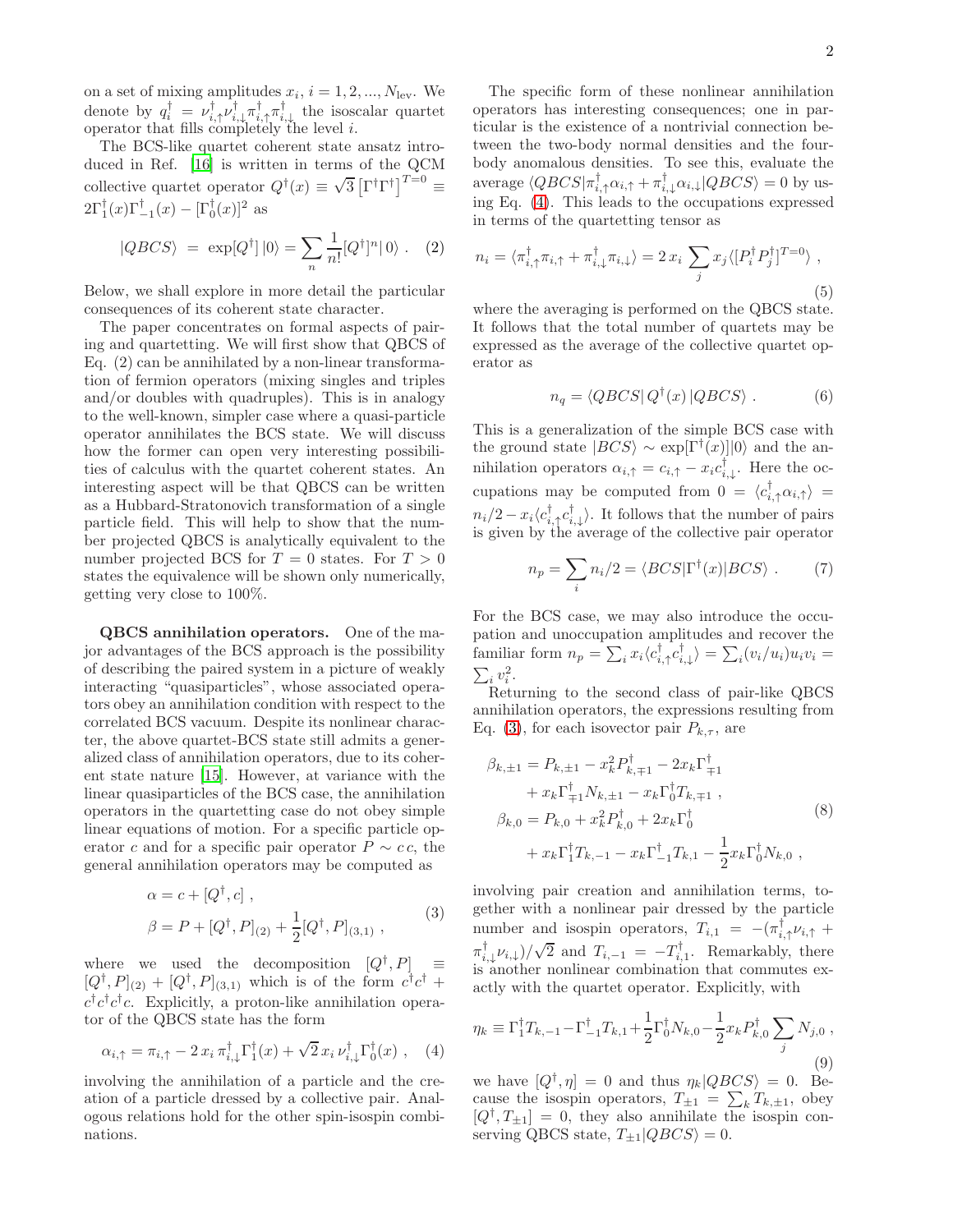on a set of mixing amplitudes $x_i$, $i = 1, 2, ..., N_{\rm lev}$. We denote by $q_i^\dagger = \nu_{i,\uparrow}^\dagger \nu_{i,\downarrow}^\dagger \pi_{i,\uparrow}^\dagger \pi_{i,\downarrow}^\dagger$ the isoscalar quartet operator that fills completely the level $i$.

The BCS-like quartet coherent state ansatz introduced in Ref. [16] is written in terms of the QCM collective quartet operator $Q^\dagger(x) \equiv \sqrt{3}\left[\Gamma^\dagger\Gamma^\dagger\right]^{T=0} \equiv 2\Gamma_1^\dagger(x)\Gamma_{-1}^\dagger(x) - [\Gamma_0^\dagger(x)]^2$ as

$$|QBCS\rangle \ = \ \exp[Q^\dagger]\,|0\rangle = \sum_n \frac{1}{n!}[Q^\dagger]^n|\,0\rangle \ . \quad (2)$$

Below, we shall explore in more detail the particular consequences of its coherent state character.

The paper concentrates on formal aspects of pairing and quartetting. We will first show that QBCS of Eq. (2) can be annihilated by a non-linear transformation of fermion operators (mixing singles and triples and/or doubles with quadruples). This is in analogy to the well-known, simpler case where a quasi-particle operator annihilates the BCS state. We will discuss how the former can open very interesting possibilities of calculus with the quartet coherent states. An interesting aspect will be that QBCS can be written as a Hubbard-Stratonovich transformation of a single particle field. This will help to show that the number projected QBCS is analytically equivalent to the number projected BCS for $T = 0$ states. For $T > 0$ states the equivalence will be shown only numerically, getting very close to 100%.

**QBCS annihilation operators.** One of the major advantages of the BCS approach is the possibility of describing the paired system in a picture of weakly interacting "quasiparticles", whose associated operators obey an annihilation condition with respect to the correlated BCS vacuum. Despite its nonlinear character, the above quartet-BCS state still admits a generalized class of annihilation operators, due to its coherent state nature [15]. However, at variance with the linear quasiparticles of the BCS case, the annihilation operators in the quartetting case do not obey simple linear equations of motion. For a specific particle operator $c$ and for a specific pair operator $P \sim c\,c$, the general annihilation operators may be computed as

$$\begin{aligned} \alpha &= c + [Q^\dagger, c] \ , \\ \beta &= P + [Q^\dagger, P]_{(2)} + \frac{1}{2}[Q^\dagger, P]_{(3,1)} \ , \end{aligned} \quad (3)$$

where we used the decomposition $[Q^\dagger, P] \equiv [Q^\dagger, P]_{(2)} + [Q^\dagger, P]_{(3,1)}$ which is of the form $c^\dagger c^\dagger + c^\dagger c^\dagger c^\dagger c$. Explicitly, a proton-like annihilation operator of the QBCS state has the form

$$\alpha_{i,\uparrow} = \pi_{i,\uparrow} - 2\,x_i\,\pi_{i,\downarrow}^\dagger\Gamma_1^\dagger(x) + \sqrt{2}\,x_i\,\nu_{i,\downarrow}^\dagger\Gamma_0^\dagger(x) \ , \quad (4)$$

involving the annihilation of a particle and the creation of a particle dressed by a collective pair. Analogous relations hold for the other spin-isospin combinations.

The specific form of these nonlinear annihilation operators has interesting consequences; one in particular is the existence of a nontrivial connection between the two-body normal densities and the four-body anomalous densities. To see this, evaluate the average $\langle QBCS|\pi_{i,\uparrow}^\dagger\alpha_{i,\uparrow} + \pi_{i,\downarrow}^\dagger\alpha_{i,\downarrow}|QBCS\rangle = 0$ by using Eq. (4). This leads to the occupations expressed in terms of the quartetting tensor as

$$n_i = \langle \pi_{i,\uparrow}^\dagger\pi_{i,\uparrow} + \pi_{i,\downarrow}^\dagger\pi_{i,\downarrow}\rangle = 2\,x_i\,\sum_j x_j\langle[P_i^\dagger P_j^\dagger]^{T=0}\rangle \ , \quad (5)$$

where the averaging is performed on the QBCS state. It follows that the total number of quartets may be expressed as the average of the collective quartet operator as

$$n_q = \langle QBCS|\,Q^\dagger(x)\,|QBCS\rangle \ . \quad (6)$$

This is a generalization of the simple BCS case with the ground state $|BCS\rangle \sim \exp[\Gamma^\dagger(x)]|0\rangle$ and the annihilation operators $\alpha_{i,\uparrow} = c_{i,\uparrow} - x_i c_{i,\downarrow}^\dagger$. Here the occupations may be computed from $0 = \langle c_{i,\uparrow}^\dagger\alpha_{i,\uparrow}\rangle = n_i/2 - x_i\langle c_{i,\uparrow}^\dagger c_{i,\downarrow}^\dagger\rangle$. It follows that the number of pairs is given by the average of the collective pair operator

$$n_p = \sum_i n_i/2 = \langle BCS|\Gamma^\dagger(x)|BCS\rangle \ . \quad (7)$$

For the BCS case, we may also introduce the occupation and unoccupation amplitudes and recover the familiar form $n_p = \sum_i x_i\langle c_{i,\uparrow}^\dagger c_{i,\downarrow}^\dagger\rangle = \sum_i (v_i/u_i)u_i v_i = \sum_i v_i^2$.

Returning to the second class of pair-like QBCS annihilation operators, the expressions resulting from Eq. (3), for each isovector pair $P_{k,\tau}$, are

$$\begin{aligned} \beta_{k,\pm1} &= P_{k,\pm1} - x_k^2 P_{k,\mp1}^\dagger - 2x_k\Gamma_{\mp1}^\dagger \\ &\quad + x_k\Gamma_{\mp1}^\dagger N_{k,\pm1} - x_k\Gamma_0^\dagger T_{k,\mp1} \ , \\ \beta_{k,0} &= P_{k,0} + x_k^2 P_{k,0}^\dagger + 2x_k\Gamma_0^\dagger \\ &\quad + x_k\Gamma_1^\dagger T_{k,-1} - x_k\Gamma_{-1}^\dagger T_{k,1} - \frac{1}{2}x_k\Gamma_0^\dagger N_{k,0} \ , \end{aligned} \quad (8)$$

involving pair creation and annihilation terms, together with a nonlinear pair dressed by the particle number and isospin operators, $T_{i,1} = -(\pi_{i,\uparrow}^\dagger\nu_{i,\uparrow} + \pi_{i,\downarrow}^\dagger\nu_{i,\downarrow})/\sqrt{2}$ and $T_{i,-1} = -T_{i,1}^\dagger$. Remarkably, there is another nonlinear combination that commutes exactly with the quartet operator. Explicitly, with

$$\eta_k \equiv \Gamma_1^\dagger T_{k,-1} - \Gamma_{-1}^\dagger T_{k,1} + \frac{1}{2}\Gamma_0^\dagger N_{k,0} - \frac{1}{2}x_k P_{k,0}^\dagger \sum_j N_{j,0} \ , \quad (9)$$

we have $[Q^\dagger, \eta] = 0$ and thus $\eta_k|QBCS\rangle = 0$. Because the isospin operators, $T_{\pm1} = \sum_k T_{k,\pm1}$, obey $[Q^\dagger, T_{\pm1}] = 0$, they also annihilate the isospin conserving QBCS state, $T_{\pm1}|QBCS\rangle = 0$.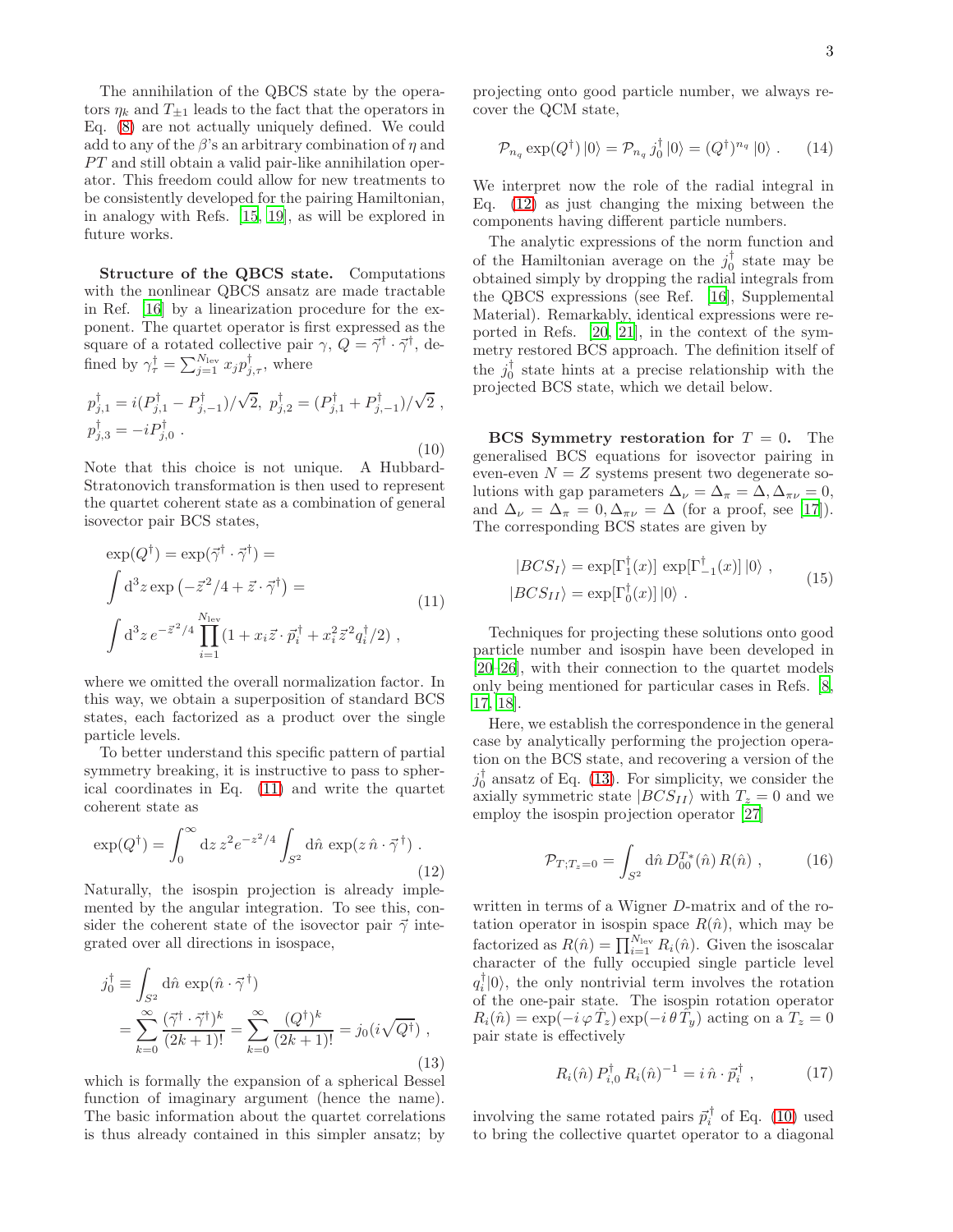The annihilation of the QBCS state by the operators $\eta_k$ and $T_{\pm 1}$ leads to the fact that the operators in Eq. (8) are not actually uniquely defined. We could add to any of the $\beta$'s an arbitrary combination of $\eta$ and $PT$ and still obtain a valid pair-like annihilation operator. This freedom could allow for new treatments to be consistently developed for the pairing Hamiltonian, in analogy with Refs. [15, 19], as will be explored in future works.

**Structure of the QBCS state.** Computations with the nonlinear QBCS ansatz are made tractable in Ref. [16] by a linearization procedure for the exponent. The quartet operator is first expressed as the square of a rotated collective pair $\gamma$, $Q = \vec{\gamma}^\dagger \cdot \vec{\gamma}^\dagger$, defined by $\gamma^\dagger_\tau = \sum_{j=1}^{N_{\rm lev}} x_j p^\dagger_{j,\tau}$, where

$$
\begin{aligned}
&p^\dagger_{j,1} = i(P^\dagger_{j,1} - P^\dagger_{j,-1})/\sqrt{2},\; p^\dagger_{j,2} = (P^\dagger_{j,1} + P^\dagger_{j,-1})/\sqrt{2}\;,\\
&p^\dagger_{j,3} = -iP^\dagger_{j,0}\;.
\end{aligned}
\tag{10}
$$

Note that this choice is not unique. A Hubbard-Stratonovich transformation is then used to represent the quartet coherent state as a combination of general isovector pair BCS states,

$$
\begin{aligned}
&\exp(Q^\dagger) = \exp(\vec{\gamma}^\dagger \cdot \vec{\gamma}^\dagger) =\\
&\int \mathrm{d}^3 z \exp\left(-\vec{z}^{\,2}/4 + \vec{z}\cdot\vec{\gamma}^\dagger\right) =\\
&\int \mathrm{d}^3 z\, e^{-\vec{z}^{\,2}/4} \prod_{i=1}^{N_{\rm lev}} (1 + x_i \vec{z}\cdot\vec{p}^{\,\dagger}_i + x_i^2 \vec{z}^{\,2} q^\dagger_i/2)\;,
\end{aligned}
\tag{11}
$$

where we omitted the overall normalization factor. In this way, we obtain a superposition of standard BCS states, each factorized as a product over the single particle levels.

To better understand this specific pattern of partial symmetry breaking, it is instructive to pass to spherical coordinates in Eq. (11) and write the quartet coherent state as

$$
\exp(Q^\dagger) = \int_0^\infty \mathrm{d}z\, z^2 e^{-z^2/4} \int_{S^2} \mathrm{d}\hat{n}\, \exp(z\,\hat{n}\cdot\vec{\gamma}^\dagger)\;.
\tag{12}
$$

Naturally, the isospin projection is already implemented by the angular integration. To see this, consider the coherent state of the isovector pair $\vec{\gamma}$ integrated over all directions in isospace,

$$
\begin{aligned}
j_0^\dagger &\equiv \int_{S^2} \mathrm{d}\hat{n}\, \exp(\hat{n}\cdot\vec{\gamma}^\dagger)\\
&= \sum_{k=0}^\infty \frac{(\vec{\gamma}^\dagger\cdot\vec{\gamma}^\dagger)^k}{(2k+1)!} = \sum_{k=0}^\infty \frac{(Q^\dagger)^k}{(2k+1)!} = j_0(i\sqrt{Q^\dagger})\;,
\end{aligned}
\tag{13}
$$

which is formally the expansion of a spherical Bessel function of imaginary argument (hence the name). The basic information about the quartet correlations is thus already contained in this simpler ansatz; by projecting onto good particle number, we always recover the QCM state,

$$
\mathcal{P}_{n_q} \exp(Q^\dagger)\,|0\rangle = \mathcal{P}_{n_q}\, j_0^\dagger\,|0\rangle = (Q^\dagger)^{n_q}\,|0\rangle\;.
\tag{14}
$$

We interpret now the role of the radial integral in Eq. (12) as just changing the mixing between the components having different particle numbers.

The analytic expressions of the norm function and of the Hamiltonian average on the $j_0^\dagger$ state may be obtained simply by dropping the radial integrals from the QBCS expressions (see Ref. [16], Supplemental Material). Remarkably, identical expressions were reported in Refs. [20, 21], in the context of the symmetry restored BCS approach. The definition itself of the $j_0^\dagger$ state hints at a precise relationship with the projected BCS state, which we detail below.

**BCS Symmetry restoration for $T = 0$.** The generalised BCS equations for isovector pairing in even-even $N = Z$ systems present two degenerate solutions with gap parameters $\Delta_\nu = \Delta_\pi = \Delta, \Delta_{\pi\nu} = 0$, and $\Delta_\nu = \Delta_\pi = 0, \Delta_{\pi\nu} = \Delta$ (for a proof, see [17]). The corresponding BCS states are given by

$$
\begin{aligned}
&|BCS_I\rangle = \exp[\Gamma^\dagger_1(x)]\,\exp[\Gamma^\dagger_{-1}(x)]\,|0\rangle\;,\\
&|BCS_{II}\rangle = \exp[\Gamma^\dagger_0(x)]\,|0\rangle\;.
\end{aligned}
\tag{15}
$$

Techniques for projecting these solutions onto good particle number and isospin have been developed in [20–26], with their connection to the quartet models only being mentioned for particular cases in Refs. [8, 17, 18].

Here, we establish the correspondence in the general case by analytically performing the projection operation on the BCS state, and recovering a version of the $j_0^\dagger$ ansatz of Eq. (13). For simplicity, we consider the axially symmetric state $|BCS_{II}\rangle$ with $T_z = 0$ and we employ the isospin projection operator [27]

$$
\mathcal{P}_{T;T_z=0} = \int_{S^2} \mathrm{d}\hat{n}\, D^{T*}_{00}(\hat{n})\, R(\hat{n})\;,
\tag{16}
$$

written in terms of a Wigner $D$-matrix and of the rotation operator in isospin space $R(\hat{n})$, which may be factorized as $R(\hat{n}) = \prod_{i=1}^{N_{\rm lev}} R_i(\hat{n})$. Given the isoscalar character of the fully occupied single particle level $q_i^\dagger|0\rangle$, the only nontrivial term involves the rotation of the one-pair state. The isospin rotation operator $R_i(\hat{n}) = \exp(-i\,\varphi\,\hat{T}_z)\exp(-i\,\theta\,\hat{T}_y)$ acting on a $T_z = 0$ pair state is effectively

$$
R_i(\hat{n})\, P^\dagger_{i,0}\, R_i(\hat{n})^{-1} = i\,\hat{n}\cdot\vec{p}^{\,\dagger}_i\;,
\tag{17}
$$

involving the same rotated pairs $\vec{p}^{\,\dagger}_i$ of Eq. (10) used to bring the collective quartet operator to a diagonal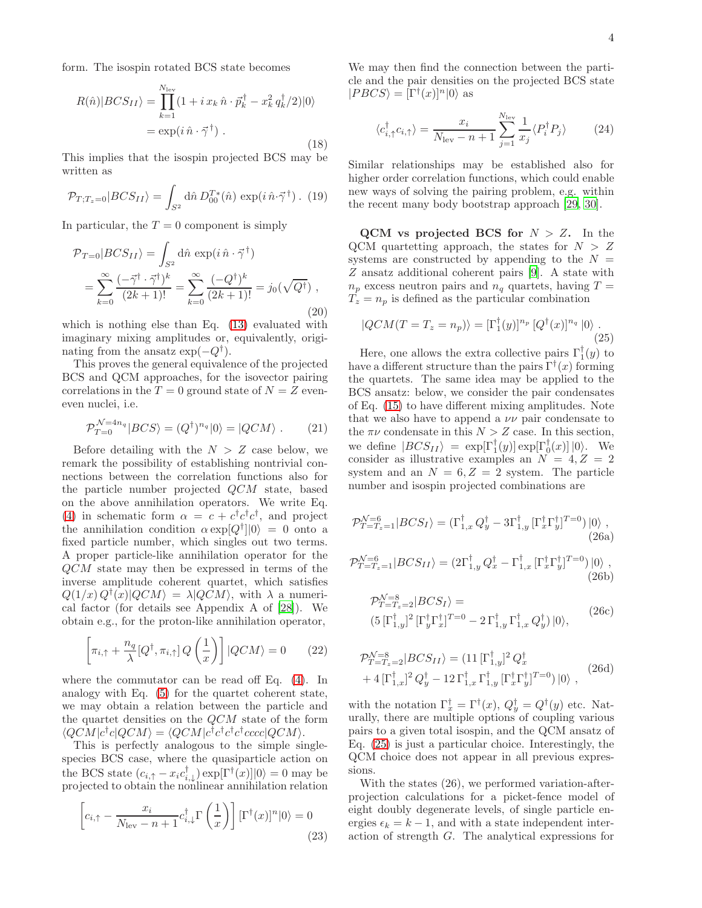form. The isospin rotated BCS state becomes

$$
\begin{aligned}
R(\hat{n})|BCS_{II}\rangle &= \prod_{k=1}^{N_{\rm lev}} (1 + i\, x_k\, \hat{n}\cdot \vec{p}_k^{\,\dagger} - x_k^2\, q_k^\dagger/2)|0\rangle \\
&= \exp(i\,\hat{n}\cdot\vec{\gamma}^{\,\dagger})\ .
\end{aligned}
\tag{18}
$$

This implies that the isospin projected BCS may be written as

$$
\mathcal{P}_{T;T_z=0}|BCS_{II}\rangle = \int_{S^2} {\rm d}\hat{n}\, D_{00}^{T*}(\hat{n})\, \exp(i\,\hat{n}\cdot\vec{\gamma}^{\,\dagger})\ . \tag{19}
$$

In particular, the $T=0$ component is simply

$$
\begin{aligned}
\mathcal{P}_{T=0}|BCS_{II}\rangle &= \int_{S^2} {\rm d}\hat{n}\, \exp(i\,\hat{n}\cdot\vec{\gamma}^{\,\dagger}) \\
&= \sum_{k=0}^{\infty} \frac{(-\vec{\gamma}^{\,\dagger}\cdot\vec{\gamma}^{\,\dagger})^k}{(2k+1)!} = \sum_{k=0}^{\infty} \frac{(-Q^\dagger)^k}{(2k+1)!} = j_0(\sqrt{Q^\dagger})\ ,
\end{aligned}
\tag{20}
$$

which is nothing else than Eq. (13) evaluated with imaginary mixing amplitudes or, equivalently, originating from the ansatz $\exp(-Q^\dagger)$.

This proves the general equivalence of the projected BCS and QCM approaches, for the isovector pairing correlations in the $T=0$ ground state of $N=Z$ even-even nuclei, i.e.

$$
\mathcal{P}_{T=0}^{\mathcal{N}=4n_q}|BCS\rangle = (Q^\dagger)^{n_q}|0\rangle = |QCM\rangle\ . \tag{21}
$$

Before detailing with the $N>Z$ case below, we remark the possibility of establishing nontrivial connections between the correlation functions also for the particle number projected $QCM$ state, based on the above annihilation operators. We write Eq. (4) in schematic form $\alpha = c + c^\dagger c^\dagger c^\dagger$, and project the annihilation condition $\alpha \exp[Q^\dagger]|0\rangle = 0$ onto a fixed particle number, which singles out two terms. A proper particle-like annihilation operator for the $QCM$ state may then be expressed in terms of the inverse amplitude coherent quartet, which satisfies $Q(1/x)\, Q^\dagger(x)|QCM\rangle = \lambda|QCM\rangle$, with $\lambda$ a numerical factor (for details see Appendix A of [28]). We obtain e.g., for the proton-like annihilation operator,

$$
\left[\pi_{i,\uparrow} + \frac{n_q}{\lambda}[Q^\dagger, \pi_{i,\uparrow}]\, Q\left(\frac{1}{x}\right)\right]|QCM\rangle = 0 \tag{22}
$$

where the commutator can be read off Eq. (4). In analogy with Eq. (5) for the quartet coherent state, we may obtain a relation between the particle and the quartet densities on the $QCM$ state of the form $\langle QCM|c^\dagger c|QCM\rangle = \langle QCM|c^\dagger c^\dagger c^\dagger c^\dagger cccc|QCM\rangle$.

This is perfectly analogous to the simple single-species BCS case, where the quasiparticle action on the BCS state $(c_{i,\uparrow} - x_i c_{i,\downarrow}^\dagger)\exp[\Gamma^\dagger(x)]|0\rangle = 0$ may be projected to obtain the nonlinear annihilation relation

$$
\left[c_{i,\uparrow} - \frac{x_i}{N_{\rm lev} - n + 1} c_{i,\downarrow}^\dagger \Gamma\left(\frac{1}{x}\right)\right][\Gamma^\dagger(x)]^n|0\rangle = 0 \tag{23}
$$

We may then find the connection between the particle and the pair densities on the projected BCS state $|PBCS\rangle = [\Gamma^\dagger(x)]^n|0\rangle$ as

$$
\langle c_{i,\uparrow}^\dagger c_{i,\uparrow}\rangle = \frac{x_i}{N_{\rm lev} - n + 1}\sum_{j=1}^{N_{\rm lev}} \frac{1}{x_j}\langle P_i^\dagger P_j\rangle \tag{24}
$$

Similar relationships may be established also for higher order correlation functions, which could enable new ways of solving the pairing problem, e.g. within the recent many body bootstrap approach [29, 30].

**QCM vs projected BCS for $N>Z$.** In the QCM quartetting approach, the states for $N>Z$ systems are constructed by appending to the $N=Z$ ansatz additional coherent pairs [9]. A state with $n_p$ excess neutron pairs and $n_q$ quartets, having $T=T_z=n_p$ is defined as the particular combination

$$
|QCM(T=T_z=n_p)\rangle = [\Gamma_1^\dagger(y)]^{n_p}\, [Q^\dagger(x)]^{n_q}\, |0\rangle\ . \tag{25}
$$

Here, one allows the extra collective pairs $\Gamma_1^\dagger(y)$ to have a different structure than the pairs $\Gamma^\dagger(x)$ forming the quartets. The same idea may be applied to the BCS ansatz: below, we consider the pair condensates of Eq. (15) to have different mixing amplitudes. Note that we also have to append a $\nu\nu$ pair condensate to the $\pi\nu$ condensate in this $N>Z$ case. In this section, we define $|BCS_{II}\rangle = \exp[\Gamma_1^\dagger(y)]\exp[\Gamma_0^\dagger(x)]|0\rangle$. We consider as illustrative examples an $N=4, Z=2$ system and an $N=6, Z=2$ system. The particle number and isospin projected combinations are

$$
\mathcal{P}_{T=T_z=1}^{\mathcal{N}=6}|BCS_I\rangle = (\Gamma_{1,x}^\dagger\, Q_y^\dagger - 3\Gamma_{1,y}^\dagger\, [\Gamma_x^\dagger\Gamma_y^\dagger]^{T=0})\,|0\rangle\ , \tag{26a}
$$

$$
\mathcal{P}_{T=T_z=1}^{\mathcal{N}=6}|BCS_{II}\rangle = (2\Gamma_{1,y}^\dagger\, Q_x^\dagger - \Gamma_{1,x}^\dagger\, [\Gamma_x^\dagger\Gamma_y^\dagger]^{T=0})\,|0\rangle\ , \tag{26b}
$$

$$
\begin{aligned}
&\mathcal{P}_{T=T_z=2}^{\mathcal{N}=8}|BCS_I\rangle = \\
&(5\,[\Gamma_{1,y}^\dagger]^2\, [\Gamma_y^\dagger\Gamma_x^\dagger]^{T=0} - 2\,\Gamma_{1,y}^\dagger\, \Gamma_{1,x}^\dagger\, Q_y^\dagger)\,|0\rangle,
\end{aligned}
\tag{26c}
$$

$$
\begin{aligned}
&\mathcal{P}_{T=T_z=2}^{\mathcal{N}=8}|BCS_{II}\rangle = (11\,[\Gamma_{1,y}^\dagger]^2\, Q_x^\dagger \\
&+ 4\,[\Gamma_{1,x}^\dagger]^2\, Q_y^\dagger - 12\,\Gamma_{1,x}^\dagger\, \Gamma_{1,y}^\dagger\, [\Gamma_x^\dagger\Gamma_y^\dagger]^{T=0})\,|0\rangle\ ,
\end{aligned}
\tag{26d}
$$

with the notation $\Gamma_x^\dagger = \Gamma^\dagger(x)$, $Q_y^\dagger = Q^\dagger(y)$ etc. Naturally, there are multiple options of coupling various pairs to a given total isospin, and the QCM ansatz of Eq. (25) is just a particular choice. Interestingly, the QCM choice does not appear in all previous expressions.

With the states (26), we performed variation-after-projection calculations for a picket-fence model of eight doubly degenerate levels, of single particle energies $\epsilon_k = k-1$, and with a state independent interaction of strength $G$. The analytical expressions for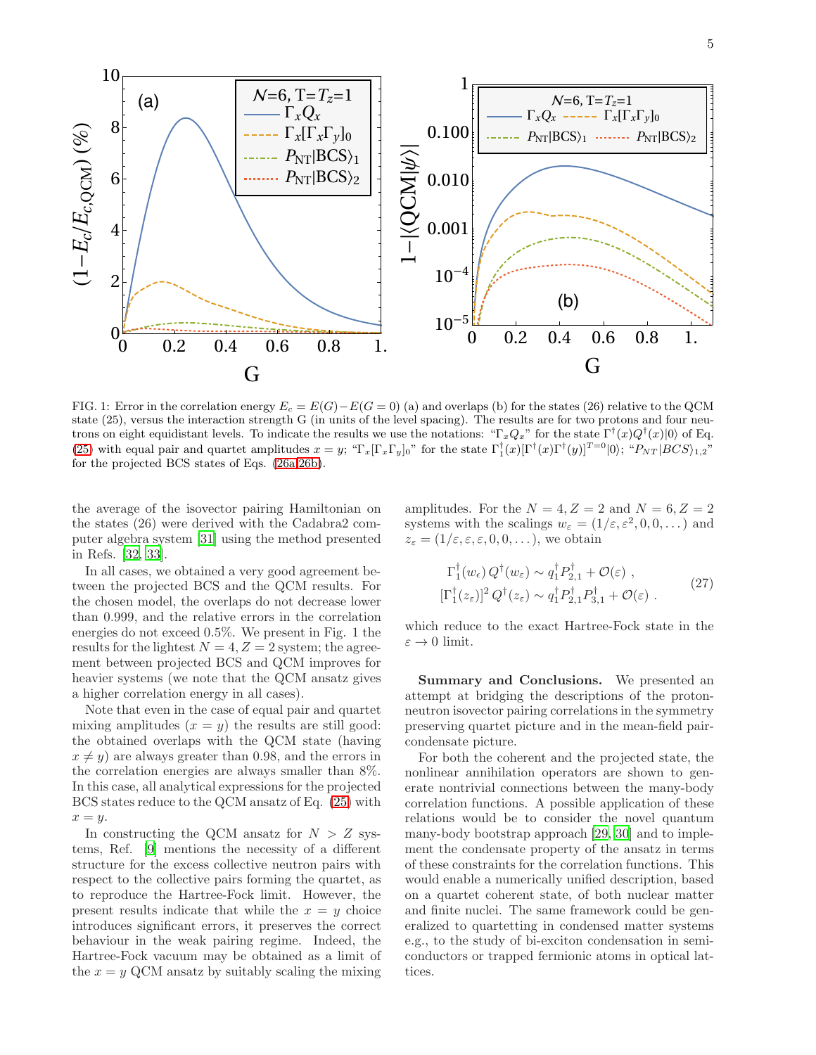FIG. 1: Error in the correlation energy $E_c = E(G) - E(G=0)$ (a) and overlaps (b) for the states (26) relative to the QCM state (25), versus the interaction strength G (in units of the level spacing). The results are for two protons and four neutrons on eight equidistant levels. To indicate the results we use the notations: "$\Gamma_x Q_x$" for the state $\Gamma^\dagger(x) Q^\dagger(x)|0\rangle$ of Eq. (25) with equal pair and quartet amplitudes $x = y$; "$\Gamma_x[\Gamma_x\Gamma_y]_0$" for the state $\Gamma_1^\dagger(x)[\Gamma^\dagger(x)\Gamma^\dagger(y)]^{T=0}|0\rangle$; "$P_{NT}|BCS\rangle_{1,2}$" for the projected BCS states of Eqs. (26a,26b).

the average of the isovector pairing Hamiltonian on the states (26) were derived with the Cadabra2 computer algebra system [31] using the method presented in Refs. [32, 33].

In all cases, we obtained a very good agreement between the projected BCS and the QCM results. For the chosen model, the overlaps do not decrease lower than 0.999, and the relative errors in the correlation energies do not exceed 0.5%. We present in Fig. 1 the results for the lightest $N = 4, Z = 2$ system; the agreement between projected BCS and QCM improves for heavier systems (we note that the QCM ansatz gives a higher correlation energy in all cases).

Note that even in the case of equal pair and quartet mixing amplitudes ($x = y$) the results are still good: the obtained overlaps with the QCM state (having $x \neq y$) are always greater than 0.98, and the errors in the correlation energies are always smaller than 8%. In this case, all analytical expressions for the projected BCS states reduce to the QCM ansatz of Eq. (25) with $x = y$.

In constructing the QCM ansatz for $N > Z$ systems, Ref. [9] mentions the necessity of a different structure for the excess collective neutron pairs with respect to the collective pairs forming the quartet, as to reproduce the Hartree-Fock limit. However, the present results indicate that while the $x = y$ choice introduces significant errors, it preserves the correct behaviour in the weak pairing regime. Indeed, the Hartree-Fock vacuum may be obtained as a limit of the $x = y$ QCM ansatz by suitably scaling the mixing amplitudes. For the $N = 4, Z = 2$ and $N = 6, Z = 2$ systems with the scalings $w_\varepsilon = (1/\varepsilon, \varepsilon^2, 0, 0, \dots)$ and $z_\varepsilon = (1/\varepsilon, \varepsilon, \varepsilon, 0, 0, \dots)$, we obtain

$$
\begin{aligned}
\Gamma_1^\dagger(w_\epsilon)\, Q^\dagger(w_\varepsilon) &\sim q_1^\dagger P_{2,1}^\dagger + \mathcal{O}(\varepsilon)\ , \\
[\Gamma_1^\dagger(z_\varepsilon)]^2\, Q^\dagger(z_\varepsilon) &\sim q_1^\dagger P_{2,1}^\dagger P_{3,1}^\dagger + \mathcal{O}(\varepsilon)\ .
\end{aligned}
\tag{27}
$$

which reduce to the exact Hartree-Fock state in the $\varepsilon \to 0$ limit.

**Summary and Conclusions.** We presented an attempt at bridging the descriptions of the proton-neutron isovector pairing correlations in the symmetry preserving quartet picture and in the mean-field pair-condensate picture.

For both the coherent and the projected state, the nonlinear annihilation operators are shown to generate nontrivial connections between the many-body correlation functions. A possible application of these relations would be to consider the novel quantum many-body bootstrap approach [29, 30] and to implement the condensate property of the ansatz in terms of these constraints for the correlation functions. This would enable a numerically unified description, based on a quartet coherent state, of both nuclear matter and finite nuclei. The same framework could be generalized to quartetting in condensed matter systems e.g., to the study of bi-exciton condensation in semiconductors or trapped fermionic atoms in optical lattices.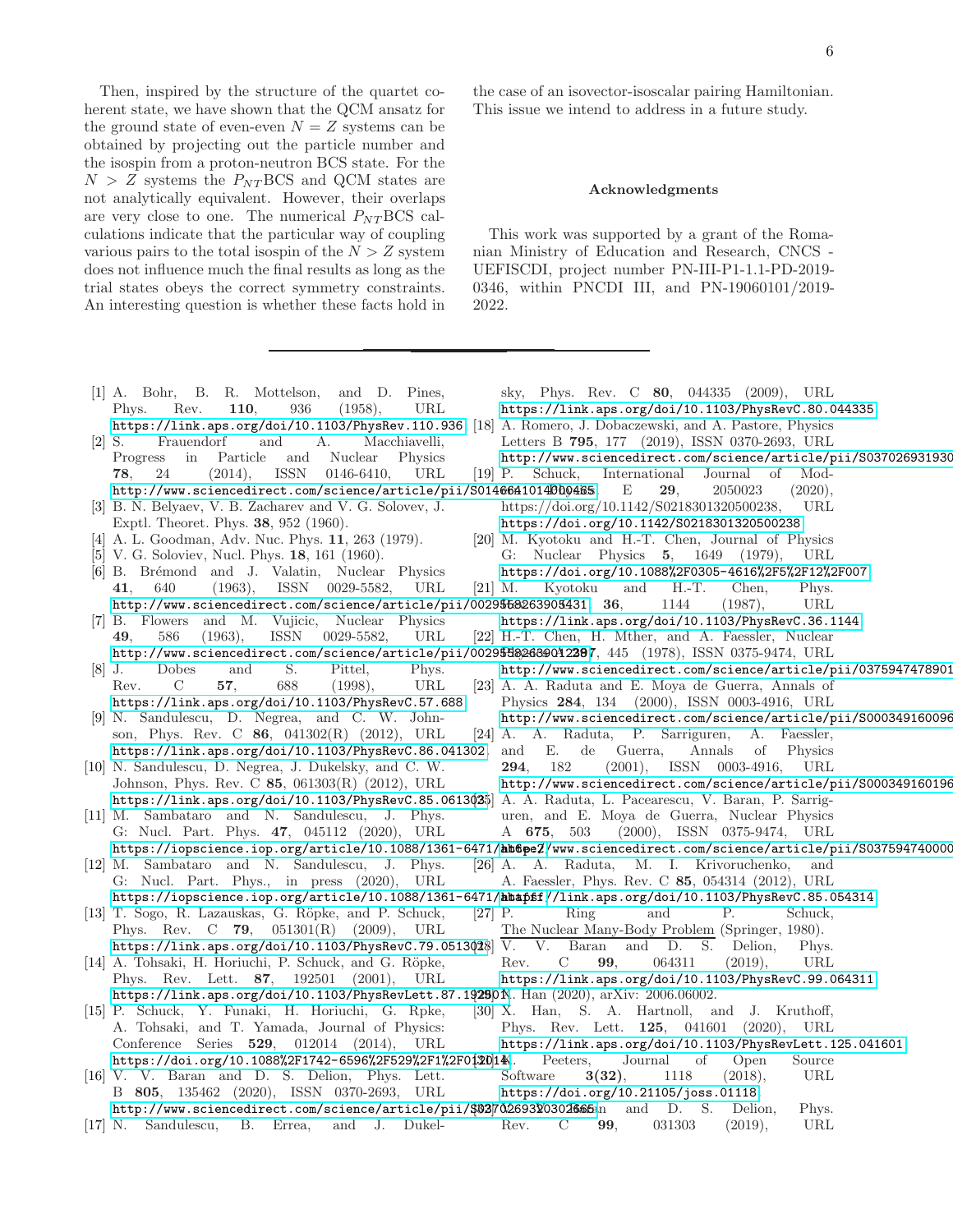Then, inspired by the structure of the quartet coherent state, we have shown that the QCM ansatz for the ground state of even-even $N = Z$ systems can be obtained by projecting out the particle number and the isospin from a proton-neutron BCS state. For the $N > Z$ systems the $P_{NT}$BCS and QCM states are not analytically equivalent. However, their overlaps are very close to one. The numerical $P_{NT}$BCS calculations indicate that the particular way of coupling various pairs to the total isospin of the $N > Z$ system does not influence much the final results as long as the trial states obeys the correct symmetry constraints. An interesting question is whether these facts hold in the case of an isovector-isoscalar pairing Hamiltonian. This issue we intend to address in a future study.

## Acknowledgments

This work was supported by a grant of the Romanian Ministry of Education and Research, CNCS - UEFISCDI, project number PN-III-P1-1.1-PD-2019-0346, within PNCDI III, and PN-19060101/2019-2022.

---

[1] A. Bohr, B. R. Mottelson, and D. Pines, Phys. Rev. **110**, 936 (1958), URL https://link.aps.org/doi/10.1103/PhysRev.110.936.

[2] S. Frauendorf and A. Macchiavelli, Progress in Particle and Nuclear Physics **78**, 24 (2014), ISSN 0146-6410, URL http://www.sciencedirect.com/science/article/pii/S0146641014000465.

[3] B. N. Belyaev, V. B. Zacharev and V. G. Solovev, J. Exptl. Theoret. Phys. **38**, 952 (1960).

[4] A. L. Goodman, Adv. Nuc. Phys. **11**, 263 (1979).

[5] V. G. Soloviev, Nucl. Phys. **18**, 161 (1960).

[6] B. Brémond and J. Valatin, Nuclear Physics **41**, 640 (1963), ISSN 0029-5582, URL http://www.sciencedirect.com/science/article/pii/0029558263905431.

[7] B. Flowers and M. Vujicic, Nuclear Physics **49**, 586 (1963), ISSN 0029-5582, URL http://www.sciencedirect.com/science/article/pii/0029558263901287.

[8] J. Dobes and S. Pittel, Phys. Rev. C **57**, 688 (1998), URL https://link.aps.org/doi/10.1103/PhysRevC.57.688.

[9] N. Sandulescu, D. Negrea, and C. W. Johnson, Phys. Rev. C **86**, 041302(R) (2012), URL https://link.aps.org/doi/10.1103/PhysRevC.86.041302.

[10] N. Sandulescu, D. Negrea, J. Dukelsky, and C. W. Johnson, Phys. Rev. C **85**, 061303(R) (2012), URL https://link.aps.org/doi/10.1103/PhysRevC.85.061303.

[11] M. Sambataro and N. Sandulescu, J. Phys. G: Nucl. Part. Phys. **47**, 045112 (2020), URL https://iopscience.iop.org/article/10.1088/1361-6471/ab6e27.

[12] M. Sambataro and N. Sandulescu, J. Phys. G: Nucl. Part. Phys., in press (2020), URL https://iopscience.iop.org/article/10.1088/1361-6471/abaf5f.

[13] T. Sogo, R. Lazauskas, G. Röpke, and P. Schuck, Phys. Rev. C **79**, 051301(R) (2009), URL https://link.aps.org/doi/10.1103/PhysRevC.79.051301.

[14] A. Tohsaki, H. Horiuchi, P. Schuck, and G. Röpke, Phys. Rev. Lett. **87**, 192501 (2001), URL https://link.aps.org/doi/10.1103/PhysRevLett.87.192501.

[15] P. Schuck, Y. Funaki, H. Horiuchi, G. Rpke, A. Tohsaki, and T. Yamada, Journal of Physics: Conference Series **529**, 012014 (2014), URL https://doi.org/10.1088%2F1742-6596%2F529%2F1%2F012014.

[16] V. V. Baran and D. S. Delion, Phys. Lett. B **805**, 135462 (2020), ISSN 0370-2693, URL http://www.sciencedirect.com/science/article/pii/S0370269320302665.

[17] N. Sandulescu, B. Errea, and J. Dukelsky, Phys. Rev. C **80**, 044335 (2009), URL https://link.aps.org/doi/10.1103/PhysRevC.80.044335.

[18] A. Romero, J. Dobaczewski, and A. Pastore, Physics Letters B **795**, 177 (2019), ISSN 0370-2693, URL http://www.sciencedirect.com/science/article/pii/S037026931930

[19] P. Schuck, International Journal of Modern Physics E **29**, 2050023 (2020), https://doi.org/10.1142/S0218301320500238, URL https://doi.org/10.1142/S0218301320500238.

[20] M. Kyotoku and H.-T. Chen, Journal of Physics G: Nuclear Physics **5**, 1649 (1979), URL https://doi.org/10.1088%2F0305-4616%2F5%2F12%2F007.

[21] M. Kyotoku and H.-T. Chen, Phys. Rev. C **36**, 1144 (1987), URL https://link.aps.org/doi/10.1103/PhysRevC.36.1144.

[22] H.-T. Chen, H. Mther, and A. Faessler, Nuclear Physics A **297**, 445 (1978), ISSN 0375-9474, URL http://www.sciencedirect.com/science/article/pii/0375947478901

[23] A. A. Raduta and E. Moya de Guerra, Annals of Physics **284**, 134 (2000), ISSN 0003-4916, URL http://www.sciencedirect.com/science/article/pii/S000349160096

[24] A. A. Raduta, P. Sarriguren, A. Faessler, and E. de Guerra, Annals of Physics **294**, 182 (2001), ISSN 0003-4916, URL http://www.sciencedirect.com/science/article/pii/S000349160196

[25] A. A. Raduta, L. Pacearescu, V. Baran, P. Sarriguren, and E. Moya de Guerra, Nuclear Physics A **675**, 503 (2000), ISSN 0375-9474, URL http://www.sciencedirect.com/science/article/pii/S037594740000

[26] A. A. Raduta, M. I. Krivoruchenko, and A. Faessler, Phys. Rev. C **85**, 054314 (2012), URL https://link.aps.org/doi/10.1103/PhysRevC.85.054314.

[27] P. Ring and P. Schuck, The Nuclear Many-Body Problem (Springer, 1980).

[28] V. V. Baran and D. S. Delion, Phys. Rev. C **99**, 064311 (2019), URL https://link.aps.org/doi/10.1103/PhysRevC.99.064311.

[29] X. Han (2020), arXiv: 2006.06002.

[30] X. Han, S. A. Hartnoll, and J. Kruthoff, Phys. Rev. Lett. **125**, 041601 (2020), URL https://link.aps.org/doi/10.1103/PhysRevLett.125.041601.

[31] K. Peeters, Journal of Open Source Software **3(32)**, 1118 (2018), URL https://doi.org/10.21105/joss.01118.

[32] V. V. Baran and D. S. Delion, Phys. Rev. C **99**, 031303 (2019), URL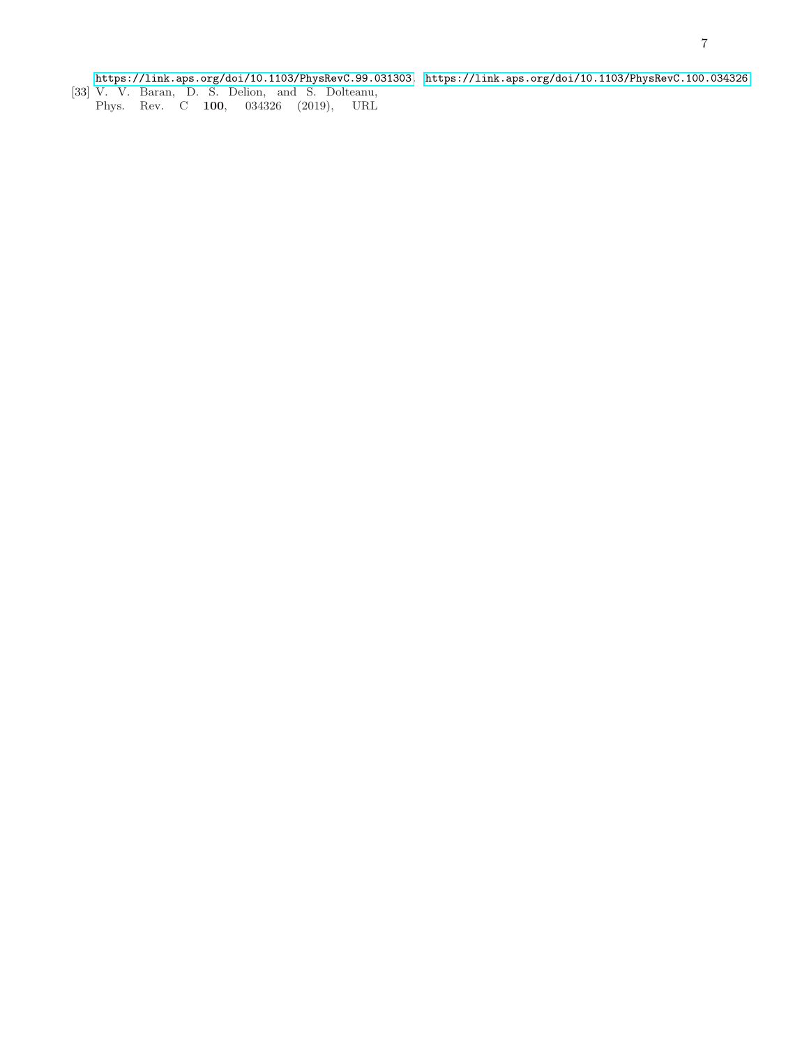https://link.aps.org/doi/10.1103/PhysRevC.99.031303.

[33] V. V. Baran, D. S. Delion, and S. Dolteanu, Phys. Rev. C **100**, 034326 (2019), URL https://link.aps.org/doi/10.1103/PhysRevC.100.034326.